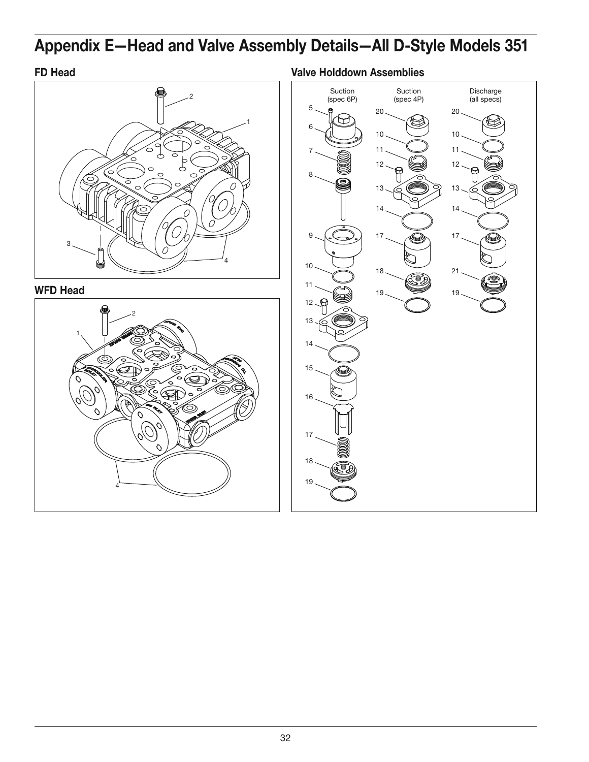# Appendix E—Head and Valve Assembly Details—All D-Style Models 351

## FD Head

## WFD Head

## Valve Holddown Assemblies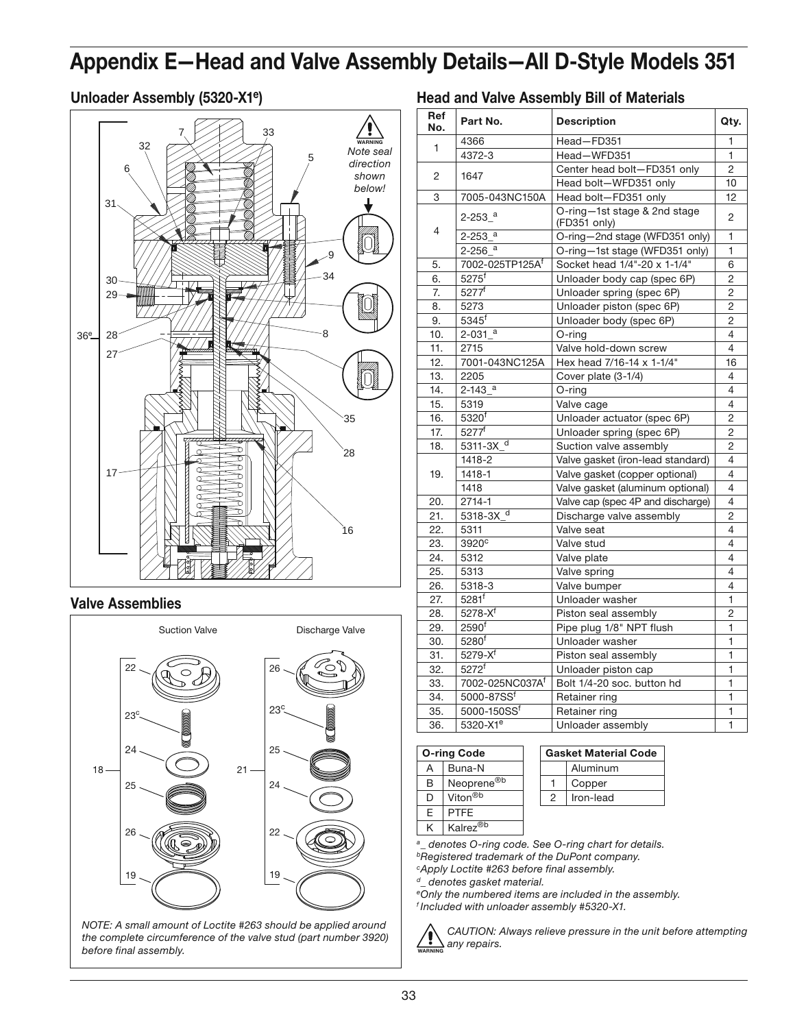# Appendix E—Head and Valve Assembly Details—All D-Style Models 351

## Unloader Assembly (5320-X1[e])

WARNING

*Note seal direction shown below!*

## Valve Assemblies

Suction Valve

Discharge Valve

*NOTE: A small amount of Loctite #263 should be applied around the complete circumference of the valve stud (part number 3920) before final assembly.*

## Head and Valve Assembly Bill of Materials

| Ref No. | Part No. | Description | Qty. |
|---|---|---|---|
| 1 | 4366 | Head—FD351 | 1 |
| | 4372-3 | Head—WFD351 | 1 |
| 2 | 1647 | Center head bolt—FD351 only | 2 |
| | | Head bolt—WFD351 only | 10 |
| 3 | 7005-043NC150A | Head bolt—FD351 only | 12 |
| 4 | 2-253_[a] | O-ring—1st stage & 2nd stage (FD351 only) | 2 |
| | 2-253_[a] | O-ring—2nd stage (WFD351 only) | 1 |
| | 2-256_[a] | O-ring—1st stage (WFD351 only) | 1 |
| 5. | 7002-025TP125A[f] | Socket head 1/4"-20 x 1-1/4" | 6 |
| 6. | 5275[f] | Unloader body cap (spec 6P) | 2 |
| 7. | 5277[f] | Unloader spring (spec 6P) | 2 |
| 8. | 5273 | Unloader piston (spec 6P) | 2 |
| 9. | 5345[f] | Unloader body (spec 6P) | 2 |
| 10. | 2-031_[a] | O-ring | 4 |
| 11. | 2715 | Valve hold-down screw | 4 |
| 12. | 7001-043NC125A | Hex head 7/16-14 x 1-1/4" | 16 |
| 13. | 2205 | Cover plate (3-1/4) | 4 |
| 14. | 2-143_[a] | O-ring | 4 |
| 15. | 5319 | Valve cage | 4 |
| 16. | 5320[f] | Unloader actuator (spec 6P) | 2 |
| 17. | 5277[f] | Unloader spring (spec 6P) | 2 |
| 18. | 5311-3X_[d] | Suction valve assembly | 2 |
| 19. | 1418-2 | Valve gasket (iron-lead standard) | 4 |
| | 1418-1 | Valve gasket (copper optional) | 4 |
| | 1418 | Valve gasket (aluminum optional) | 4 |
| 20. | 2714-1 | Valve cap (spec 4P and discharge) | 4 |
| 21. | 5318-3X_[d] | Discharge valve assembly | 2 |
| 22. | 5311 | Valve seat | 4 |
| 23. | 3920[c] | Valve stud | 4 |
| 24. | 5312 | Valve plate | 4 |
| 25. | 5313 | Valve spring | 4 |
| 26. | 5318-3 | Valve bumper | 4 |
| 27. | 5281[f] | Unloader washer | 1 |
| 28. | 5278-X[f] | Piston seal assembly | 2 |
| 29. | 2590[f] | Pipe plug 1/8" NPT flush | 1 |
| 30. | 5280[f] | Unloader washer | 1 |
| 31. | 5279-X[f] | Piston seal assembly | 1 |
| 32. | 5272[f] | Unloader piston cap | 1 |
| 33. | 7002-025NC037A[f] | Bolt 1/4-20 soc. button hd | 1 |
| 34. | 5000-87SS[f] | Retainer ring | 1 |
| 35. | 5000-150SS[f] | Retainer ring | 1 |
| 36. | 5320-X1[e] | Unloader assembly | 1 |

| O-ring Code | |
|---|---|
| A | Buna-N |
| B | Neoprene®[b] |
| D | Viton®[b] |
| E | PTFE |
| K | Kalrez®[b] |

| Gasket Material Code | |
|---|---|
| | Aluminum |
| 1 | Copper |
| 2 | Iron-lead |

*[a] _ denotes O-ring code. See O-ring chart for details.*
*[b] Registered trademark of the DuPont company.*
*[c] Apply Loctite #263 before final assembly.*
*[d] _ denotes gasket material.*
*[e] Only the numbered items are included in the assembly.*
*[f] Included with unloader assembly #5320-X1.*

WARNING *CAUTION: Always relieve pressure in the unit before attempting any repairs.*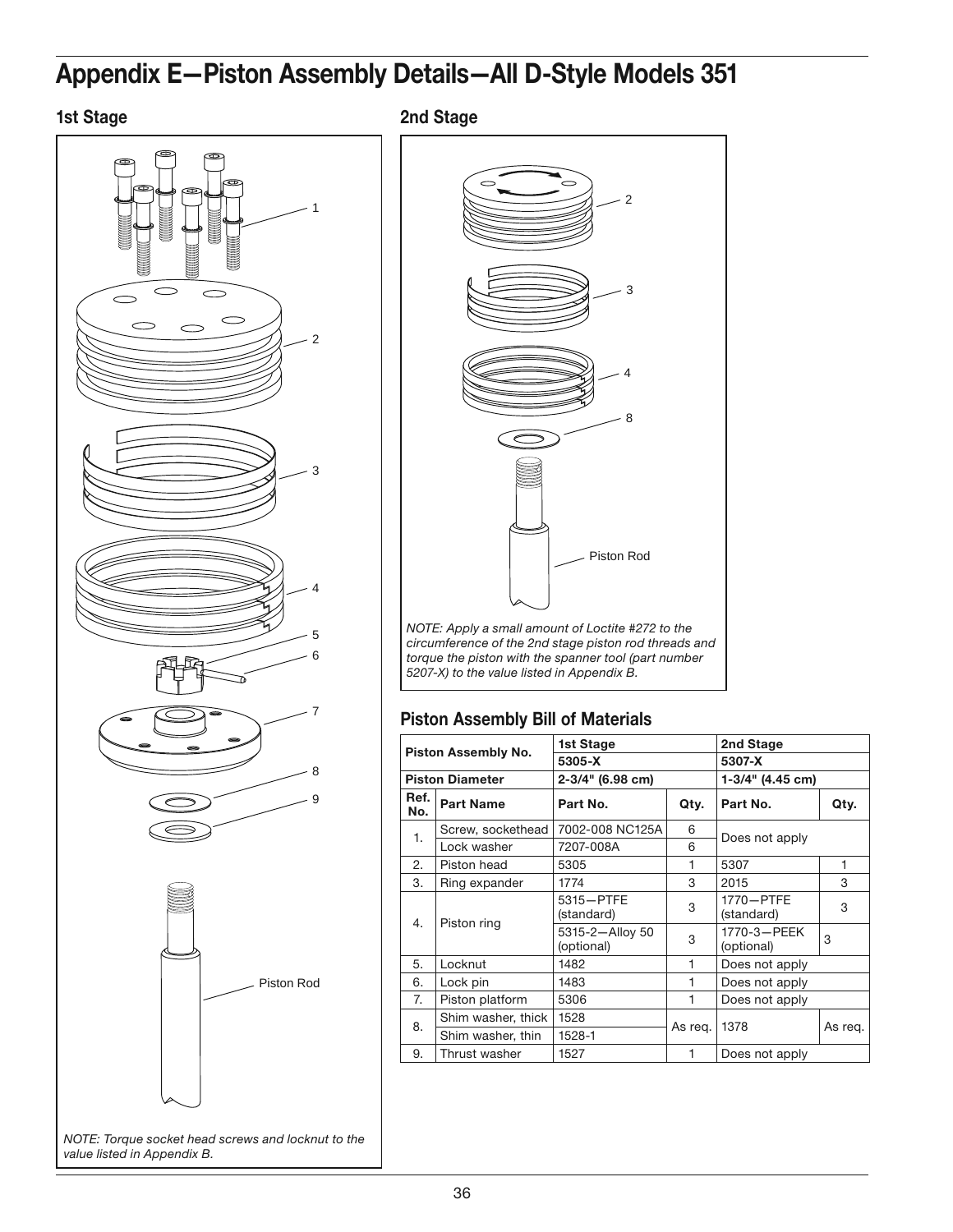# Appendix E—Piston Assembly Details—All D-Style Models 351

## 1st Stage

1

2

3

4

5

6

7

8

9

Piston Rod

*NOTE: Torque socket head screws and locknut to the value listed in Appendix B.*

## 2nd Stage

2

3

4

8

Piston Rod

*NOTE: Apply a small amount of Loctite #272 to the circumference of the 2nd stage piston rod threads and torque the piston with the spanner tool (part number 5207-X) to the value listed in Appendix B.*

## Piston Assembly Bill of Materials

| Piston Assembly No. | | 1st Stage 5305-X | | 2nd Stage 5307-X | |
|---|---|---|---|---|---|
| **Piston Diameter** | | **2-3/4" (6.98 cm)** | | **1-3/4" (4.45 cm)** | |
| **Ref. No.** | **Part Name** | **Part No.** | **Qty.** | **Part No.** | **Qty.** |
| 1. | Screw, sockethead | 7002-008 NC125A | 6 | Does not apply | |
| | Lock washer | 7207-008A | 6 | | |
| 2. | Piston head | 5305 | 1 | 5307 | 1 |
| 3. | Ring expander | 1774 | 3 | 2015 | 3 |
| 4. | Piston ring | 5315—PTFE (standard) | 3 | 1770—PTFE (standard) | 3 |
| | | 5315-2—Alloy 50 (optional) | 3 | 1770-3—PEEK (optional) | 3 |
| 5. | Locknut | 1482 | 1 | Does not apply | |
| 6. | Lock pin | 1483 | 1 | Does not apply | |
| 7. | Piston platform | 5306 | 1 | Does not apply | |
| 8. | Shim washer, thick | 1528 | As req. | 1378 | As req. |
| | Shim washer, thin | 1528-1 | | | |
| 9. | Thrust washer | 1527 | 1 | Does not apply | |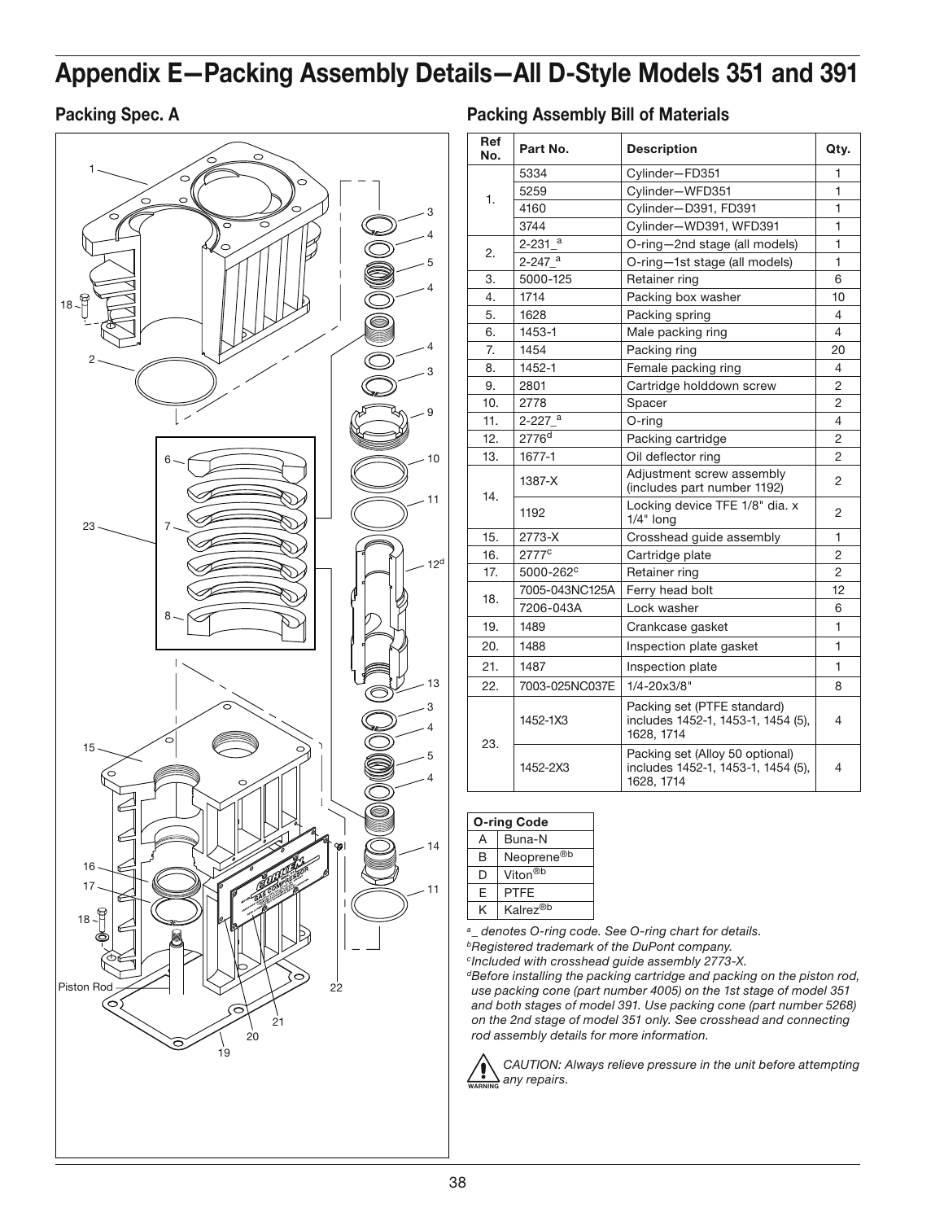# Appendix E—Packing Assembly Details—All D-Style Models 351 and 391

## Packing Spec. A

## Packing Assembly Bill of Materials

| Ref No. | Part No. | Description | Qty. |
|---|---|---|---|
| 1. | 5334 | Cylinder—FD351 | 1 |
| | 5259 | Cylinder—WFD351 | 1 |
| | 4160 | Cylinder—D391, FD391 | 1 |
| | 3744 | Cylinder—WD391, WFD391 | 1 |
| 2. | 2-231_[a] | O-ring—2nd stage (all models) | 1 |
| | 2-247_[a] | O-ring—1st stage (all models) | 1 |
| 3. | 5000-125 | Retainer ring | 6 |
| 4. | 1714 | Packing box washer | 10 |
| 5. | 1628 | Packing spring | 4 |
| 6. | 1453-1 | Male packing ring | 4 |
| 7. | 1454 | Packing ring | 20 |
| 8. | 1452-1 | Female packing ring | 4 |
| 9. | 2801 | Cartridge holddown screw | 2 |
| 10. | 2778 | Spacer | 2 |
| 11. | 2-227_[a] | O-ring | 4 |
| 12. | 2776[d] | Packing cartridge | 2 |
| 13. | 1677-1 | Oil deflector ring | 2 |
| 14. | 1387-X | Adjustment screw assembly (includes part number 1192) | 2 |
| | 1192 | Locking device TFE 1/8" dia. x 1/4" long | 2 |
| 15. | 2773-X | Crosshead guide assembly | 1 |
| 16. | 2777[c] | Cartridge plate | 2 |
| 17. | 5000-262[c] | Retainer ring | 2 |
| 18. | 7005-043NC125A | Ferry head bolt | 12 |
| | 7206-043A | Lock washer | 6 |
| 19. | 1489 | Crankcase gasket | 1 |
| 20. | 1488 | Inspection plate gasket | 1 |
| 21. | 1487 | Inspection plate | 1 |
| 22. | 7003-025NC037E | 1/4-20x3/8" | 8 |
| 23. | 1452-1X3 | Packing set (PTFE standard) includes 1452-1, 1453-1, 1454 (5), 1628, 1714 | 4 |
| | 1452-2X3 | Packing set (Alloy 50 optional) includes 1452-1, 1453-1, 1454 (5), 1628, 1714 | 4 |

| O-ring Code | |
|---|---|
| A | Buna-N |
| B | Neoprene®[b] |
| D | Viton®[b] |
| E | PTFE |
| K | Kalrez®[b] |

*[a] _ denotes O-ring code. See O-ring chart for details.*
*[b] Registered trademark of the DuPont company.*
*[c] Included with crosshead guide assembly 2773-X.*
*[d] Before installing the packing cartridge and packing on the piston rod, use packing cone (part number 4005) on the 1st stage of model 351 and both stages of model 391. Use packing cone (part number 5268) on the 2nd stage of model 351 only. See crosshead and connecting rod assembly details for more information.*

WARNING *CAUTION: Always relieve pressure in the unit before attempting any repairs.*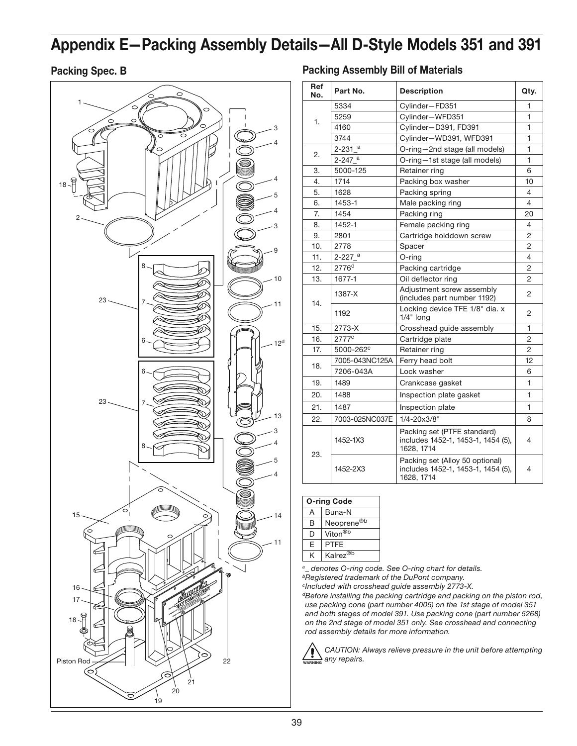# Appendix E—Packing Assembly Details—All D-Style Models 351 and 391

## Packing Spec. B

## Packing Assembly Bill of Materials

| Ref No. | Part No. | Description | Qty. |
|---|---|---|---|
| 1. | 5334 | Cylinder—FD351 | 1 |
| | 5259 | Cylinder—WFD351 | 1 |
| | 4160 | Cylinder—D391, FD391 | 1 |
| | 3744 | Cylinder—WD391, WFD391 | 1 |
| 2. | 2-231_[a] | O-ring—2nd stage (all models) | 1 |
| | 2-247_[a] | O-ring—1st stage (all models) | 1 |
| 3. | 5000-125 | Retainer ring | 6 |
| 4. | 1714 | Packing box washer | 10 |
| 5. | 1628 | Packing spring | 4 |
| 6. | 1453-1 | Male packing ring | 4 |
| 7. | 1454 | Packing ring | 20 |
| 8. | 1452-1 | Female packing ring | 4 |
| 9. | 2801 | Cartridge holddown screw | 2 |
| 10. | 2778 | Spacer | 2 |
| 11. | 2-227_[a] | O-ring | 4 |
| 12. | 2776[d] | Packing cartridge | 2 |
| 13. | 1677-1 | Oil deflector ring | 2 |
| 14. | 1387-X | Adjustment screw assembly (includes part number 1192) | 2 |
| | 1192 | Locking device TFE 1/8" dia. x 1/4" long | 2 |
| 15. | 2773-X | Crosshead guide assembly | 1 |
| 16. | 2777[c] | Cartridge plate | 2 |
| 17. | 5000-262[c] | Retainer ring | 2 |
| 18. | 7005-043NC125A | Ferry head bolt | 12 |
| | 7206-043A | Lock washer | 6 |
| 19. | 1489 | Crankcase gasket | 1 |
| 20. | 1488 | Inspection plate gasket | 1 |
| 21. | 1487 | Inspection plate | 1 |
| 22. | 7003-025NC037E | 1/4-20x3/8" | 8 |
| 23. | 1452-1X3 | Packing set (PTFE standard) includes 1452-1, 1453-1, 1454 (5), 1628, 1714 | 4 |
| | 1452-2X3 | Packing set (Alloy 50 optional) includes 1452-1, 1453-1, 1454 (5), 1628, 1714 | 4 |

| O-ring Code | |
|---|---|
| A | Buna-N |
| B | Neoprene®[b] |
| D | Viton®[b] |
| E | PTFE |
| K | Kalrez®[b] |

*[a] _ denotes O-ring code. See O-ring chart for details.*
*[b] Registered trademark of the DuPont company.*
*[c] Included with crosshead guide assembly 2773-X.*
*[d] Before installing the packing cartridge and packing on the piston rod, use packing cone (part number 4005) on the 1st stage of model 351 and both stages of model 391. Use packing cone (part number 5268) on the 2nd stage of model 351 only. See crosshead and connecting rod assembly details for more information.*

WARNING *CAUTION: Always relieve pressure in the unit before attempting any repairs.*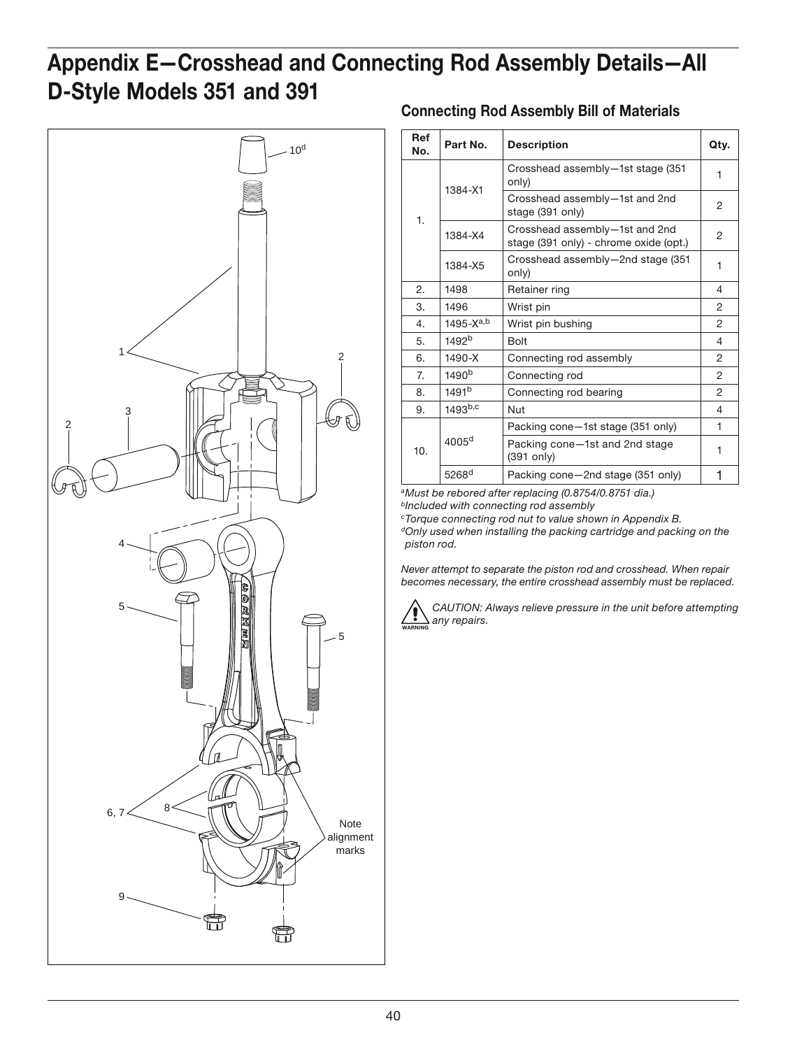# Appendix E—Crosshead and Connecting Rod Assembly Details—All D-Style Models 351 and 391

## Connecting Rod Assembly Bill of Materials

| Ref No. | Part No. | Description | Qty. |
|---|---|---|---|
| 1. | 1384-X1 | Crosshead assembly—1st stage (351 only) | 1 |
| | | Crosshead assembly—1st and 2nd stage (391 only) | 2 |
| | 1384-X4 | Crosshead assembly—1st and 2nd stage (391 only) - chrome oxide (opt.) | 2 |
| | 1384-X5 | Crosshead assembly—2nd stage (351 only) | 1 |
| 2. | 1498 | Retainer ring | 4 |
| 3. | 1496 | Wrist pin | 2 |
| 4. | 1495-X[a,b] | Wrist pin bushing | 2 |
| 5. | 1492[b] | Bolt | 4 |
| 6. | 1490-X | Connecting rod assembly | 2 |
| 7. | 1490[b] | Connecting rod | 2 |
| 8. | 1491[b] | Connecting rod bearing | 2 |
| 9. | 1493[b,c] | Nut | 4 |
| 10. | 4005[d] | Packing cone—1st stage (351 only) | 1 |
| | | Packing cone—1st and 2nd stage (391 only) | 1 |
| | 5268[d] | Packing cone—2nd stage (351 only) | 1 |

*[a]Must be rebored after replacing (0.8754/0.8751 dia.)*
*[b]Included with connecting rod assembly*
*[c]Torque connecting rod nut to value shown in Appendix B.*
*[d]Only used when installing the packing cartridge and packing on the piston rod.*

*Never attempt to separate the piston rod and crosshead. When repair becomes necessary, the entire crosshead assembly must be replaced.*

WARNING *CAUTION: Always relieve pressure in the unit before attempting any repairs.*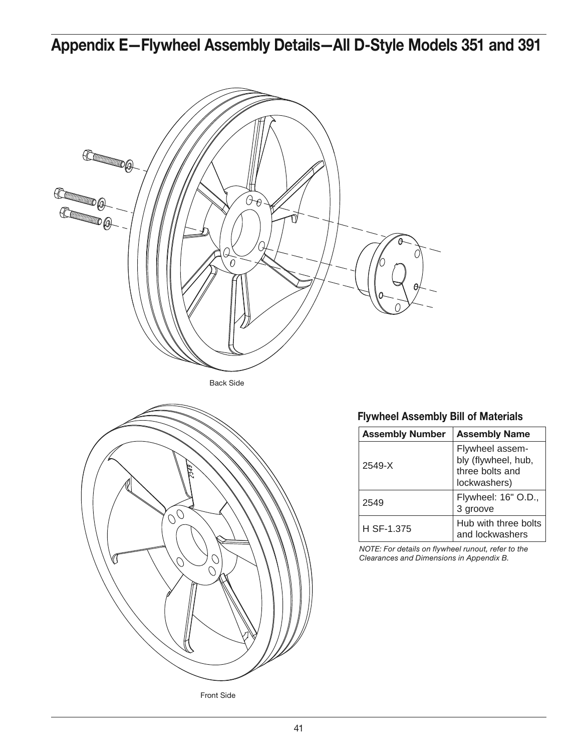# Appendix E—Flywheel Assembly Details—All D-Style Models 351 and 391

Back Side

Front Side

### Flywheel Assembly Bill of Materials

| Assembly Number | Assembly Name |
| --- | --- |
| 2549-X | Flywheel assembly (flywheel, hub, three bolts and lockwashers) |
| 2549 | Flywheel: 16" O.D., 3 groove |
| H SF-1.375 | Hub with three bolts and lockwashers |

*NOTE: For details on flywheel runout, refer to the Clearances and Dimensions in Appendix B.*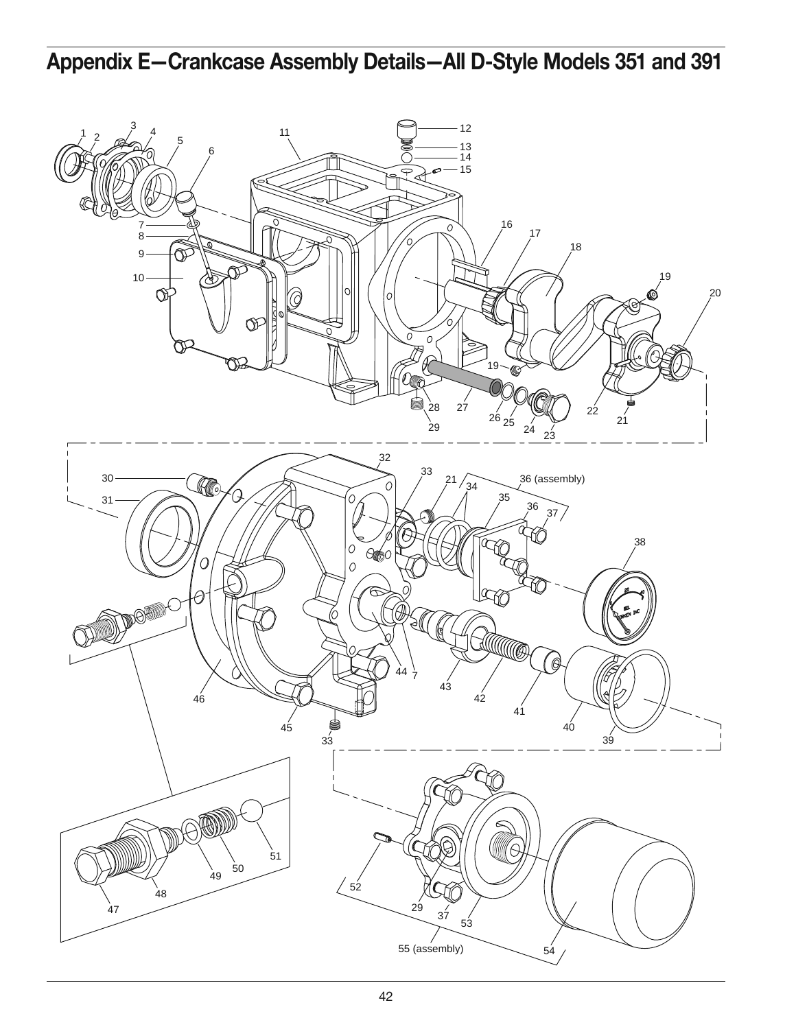# Appendix E—Crankcase Assembly Details—All D-Style Models 351 and 391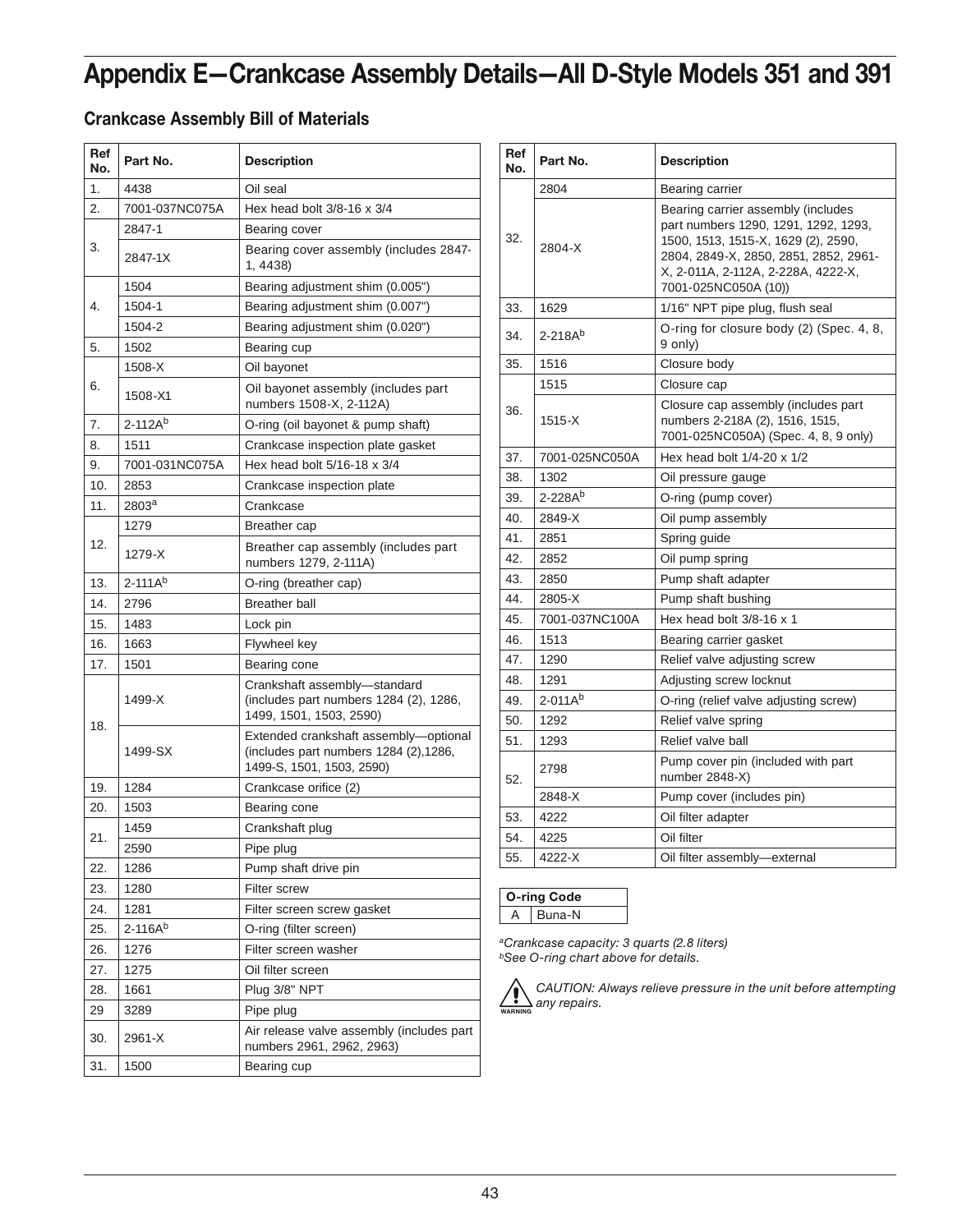# Appendix E—Crankcase Assembly Details—All D-Style Models 351 and 391

## Crankcase Assembly Bill of Materials

| Ref No. | Part No. | Description |
|---|---|---|
| 1. | 4438 | Oil seal |
| 2. | 7001-037NC075A | Hex head bolt 3/8-16 x 3/4 |
| 3. | 2847-1 | Bearing cover |
| | 2847-1X | Bearing cover assembly (includes 2847-1, 4438) |
| 4. | 1504 | Bearing adjustment shim (0.005") |
| | 1504-1 | Bearing adjustment shim (0.007") |
| | 1504-2 | Bearing adjustment shim (0.020") |
| 5. | 1502 | Bearing cup |
| 6. | 1508-X | Oil bayonet |
| | 1508-X1 | Oil bayonet assembly (includes part numbers 1508-X, 2-112A) |
| 7. | 2-112A[b] | O-ring (oil bayonet & pump shaft) |
| 8. | 1511 | Crankcase inspection plate gasket |
| 9. | 7001-031NC075A | Hex head bolt 5/16-18 x 3/4 |
| 10. | 2853 | Crankcase inspection plate |
| 11. | 2803[a] | Crankcase |
| 12. | 1279 | Breather cap |
| | 1279-X | Breather cap assembly (includes part numbers 1279, 2-111A) |
| 13. | 2-111A[b] | O-ring (breather cap) |
| 14. | 2796 | Breather ball |
| 15. | 1483 | Lock pin |
| 16. | 1663 | Flywheel key |
| 17. | 1501 | Bearing cone |
| 18. | 1499-X | Crankshaft assembly—standard (includes part numbers 1284 (2), 1286, 1499, 1501, 1503, 2590) |
| | 1499-SX | Extended crankshaft assembly—optional (includes part numbers 1284 (2),1286, 1499-S, 1501, 1503, 2590) |
| 19. | 1284 | Crankcase orifice (2) |
| 20. | 1503 | Bearing cone |
| 21. | 1459 | Crankshaft plug |
| | 2590 | Pipe plug |
| 22. | 1286 | Pump shaft drive pin |
| 23. | 1280 | Filter screw |
| 24. | 1281 | Filter screen screw gasket |
| 25. | 2-116A[b] | O-ring (filter screen) |
| 26. | 1276 | Filter screen washer |
| 27. | 1275 | Oil filter screen |
| 28. | 1661 | Plug 3/8" NPT |
| 29 | 3289 | Pipe plug |
| 30. | 2961-X | Air release valve assembly (includes part numbers 2961, 2962, 2963) |
| 31. | 1500 | Bearing cup |
| 32. | 2804 | Bearing carrier |
| | 2804-X | Bearing carrier assembly (includes part numbers 1290, 1291, 1292, 1293, 1500, 1513, 1515-X, 1629 (2), 2590, 2804, 2849-X, 2850, 2851, 2852, 2961-X, 2-011A, 2-112A, 2-228A, 4222-X, 7001-025NC050A (10)) |
| 33. | 1629 | 1/16" NPT pipe plug, flush seal |
| 34. | 2-218A[b] | O-ring for closure body (2) (Spec. 4, 8, 9 only) |
| 35. | 1516 | Closure body |
| 36. | 1515 | Closure cap |
| | 1515-X | Closure cap assembly (includes part numbers 2-218A (2), 1516, 1515, 7001-025NC050A) (Spec. 4, 8, 9 only) |
| 37. | 7001-025NC050A | Hex head bolt 1/4-20 x 1/2 |
| 38. | 1302 | Oil pressure gauge |
| 39. | 2-228A[b] | O-ring (pump cover) |
| 40. | 2849-X | Oil pump assembly |
| 41. | 2851 | Spring guide |
| 42. | 2852 | Oil pump spring |
| 43. | 2850 | Pump shaft adapter |
| 44. | 2805-X | Pump shaft bushing |
| 45. | 7001-037NC100A | Hex head bolt 3/8-16 x 1 |
| 46. | 1513 | Bearing carrier gasket |
| 47. | 1290 | Relief valve adjusting screw |
| 48. | 1291 | Adjusting screw locknut |
| 49. | 2-011A[b] | O-ring (relief valve adjusting screw) |
| 50. | 1292 | Relief valve spring |
| 51. | 1293 | Relief valve ball |
| 52. | 2798 | Pump cover pin (included with part number 2848-X) |
| | 2848-X | Pump cover (includes pin) |
| 53. | 4222 | Oil filter adapter |
| 54. | 4225 | Oil filter |
| 55. | 4222-X | Oil filter assembly—external |

| O-ring Code | |
|---|---|
| A | Buna-N |

*[a]Crankcase capacity: 3 quarts (2.8 liters)*
*[b]See O-ring chart above for details.*

WARNING: *CAUTION: Always relieve pressure in the unit before attempting any repairs.*